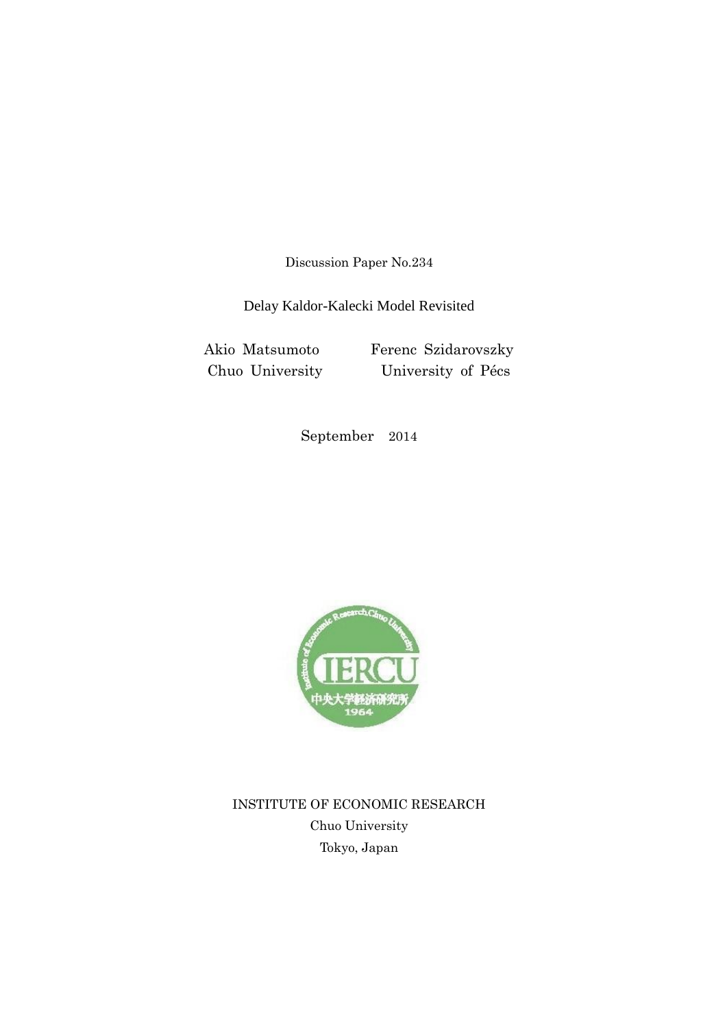Discussion Paper No.234

# Delay Kaldor-Kalecki Model Revisited

Akio Matsumoto
Chuo University

Ferenc Szidarovszky
University of Pécs

September 2014

INSTITUTE OF ECONOMIC RESEARCH
Chuo University
Tokyo, Japan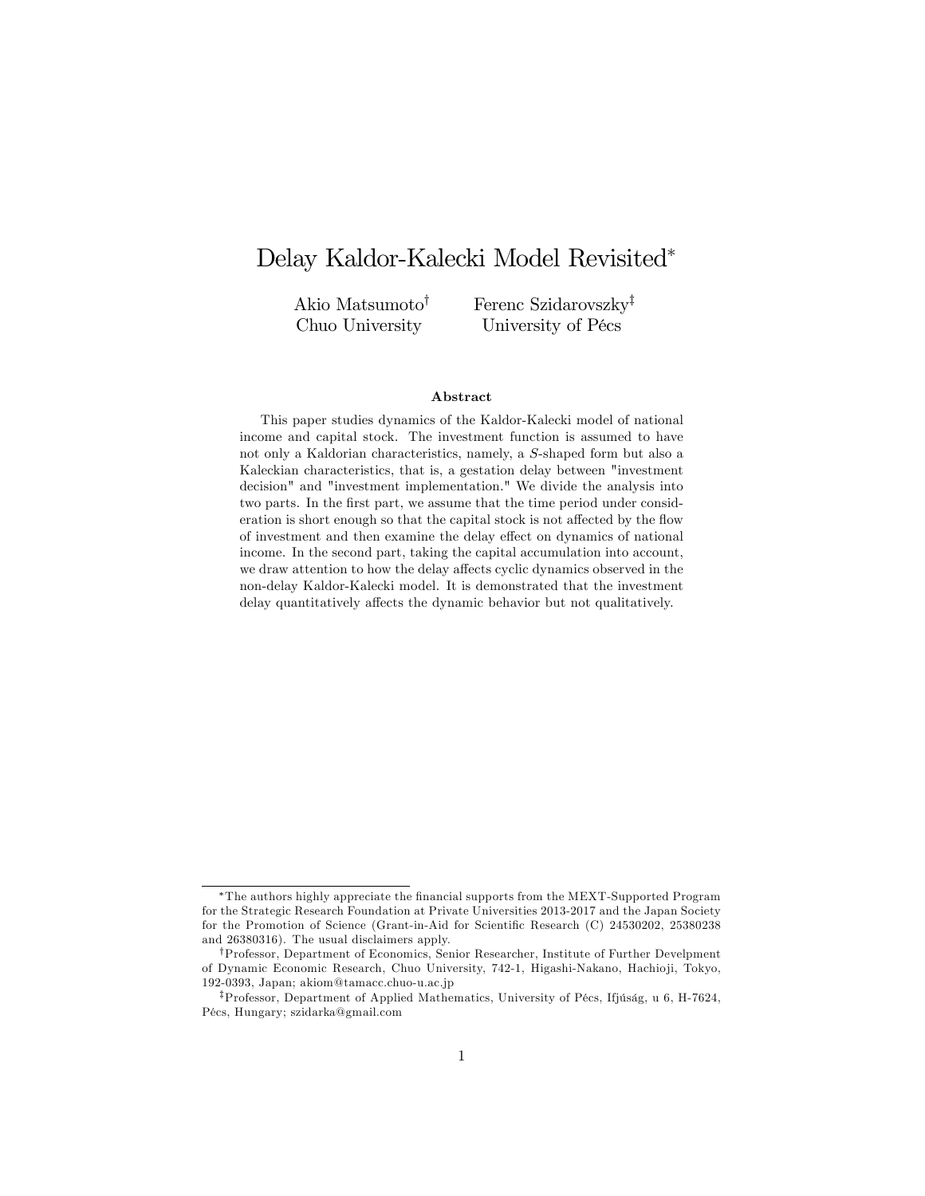# Delay Kaldor-Kalecki Model Revisited*

Akio Matsumoto[†]
Chuo University

Ferenc Szidarovszky[‡]
University of Pécs

### Abstract

This paper studies dynamics of the Kaldor-Kalecki model of national income and capital stock. The investment function is assumed to have not only a Kaldorian characteristics, namely, a $S$-shaped form but also a Kaleckian characteristics, that is, a gestation delay between "investment decision" and "investment implementation." We divide the analysis into two parts. In the first part, we assume that the time period under consideration is short enough so that the capital stock is not affected by the flow of investment and then examine the delay effect on dynamics of national income. In the second part, taking the capital accumulation into account, we draw attention to how the delay affects cyclic dynamics observed in the non-delay Kaldor-Kalecki model. It is demonstrated that the investment delay quantitatively affects the dynamic behavior but not qualitatively.

---

*The authors highly appreciate the financial supports from the MEXT-Supported Program for the Strategic Research Foundation at Private Universities 2013-2017 and the Japan Society for the Promotion of Science (Grant-in-Aid for Scientific Research (C) 24530202, 25380238 and 26380316). The usual disclaimers apply.

[†]Professor, Department of Economics, Senior Researcher, Institute of Further Develpment of Dynamic Economic Research, Chuo University, 742-1, Higashi-Nakano, Hachioji, Tokyo, 192-0393, Japan; akiom@tamacc.chuo-u.ac.jp

[‡]Professor, Department of Applied Mathematics, University of Pécs, Ifjúság, u 6, H-7624, Pécs, Hungary; szidarka@gmail.com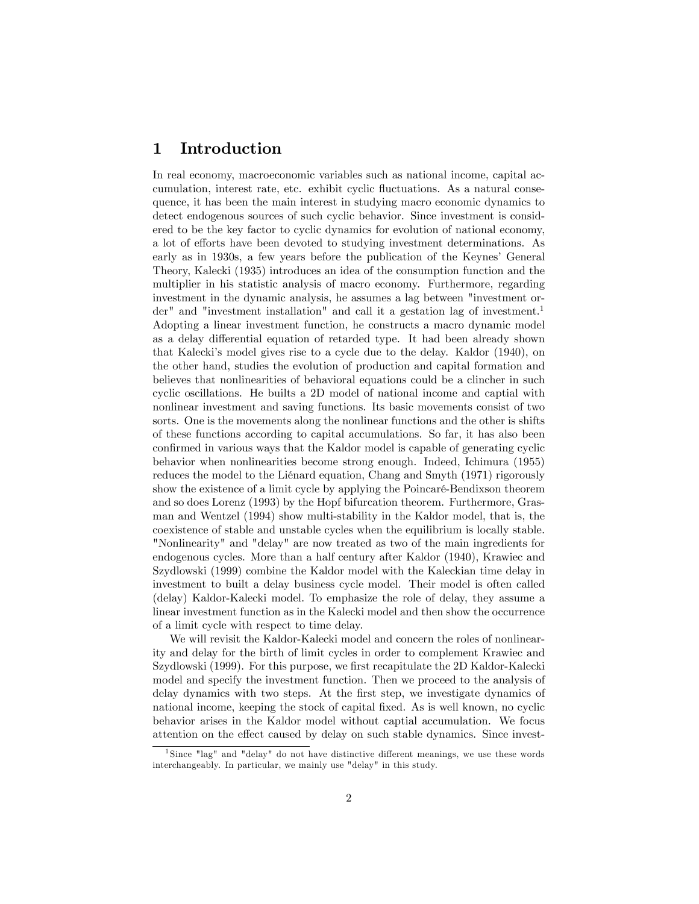# 1 Introduction

In real economy, macroeconomic variables such as national income, capital accumulation, interest rate, etc. exhibit cyclic fluctuations. As a natural consequence, it has been the main interest in studying macro economic dynamics to detect endogenous sources of such cyclic behavior. Since investment is considered to be the key factor to cyclic dynamics for evolution of national economy, a lot of efforts have been devoted to studying investment determinations. As early as in 1930s, a few years before the publication of the Keynes' General Theory, Kalecki (1935) introduces an idea of the consumption function and the multiplier in his statistic analysis of macro economy. Furthermore, regarding investment in the dynamic analysis, he assumes a lag between "investment order" and "investment installation" and call it a gestation lag of investment.[1] Adopting a linear investment function, he constructs a macro dynamic model as a delay differential equation of retarded type. It had been already shown that Kalecki's model gives rise to a cycle due to the delay. Kaldor (1940), on the other hand, studies the evolution of production and capital formation and believes that nonlinearities of behavioral equations could be a clincher in such cyclic oscillations. He builts a 2D model of national income and captial with nonlinear investment and saving functions. Its basic movements consist of two sorts. One is the movements along the nonlinear functions and the other is shifts of these functions according to capital accumulations. So far, it has also been confirmed in various ways that the Kaldor model is capable of generating cyclic behavior when nonlinearities become strong enough. Indeed, Ichimura (1955) reduces the model to the Liénard equation, Chang and Smyth (1971) rigorously show the existence of a limit cycle by applying the Poincaré-Bendixson theorem and so does Lorenz (1993) by the Hopf bifurcation theorem. Furthermore, Grasman and Wentzel (1994) show multi-stability in the Kaldor model, that is, the coexistence of stable and unstable cycles when the equilibrium is locally stable. "Nonlinearity" and "delay" are now treated as two of the main ingredients for endogenous cycles. More than a half century after Kaldor (1940), Krawiec and Szydlowski (1999) combine the Kaldor model with the Kaleckian time delay in investment to built a delay business cycle model. Their model is often called (delay) Kaldor-Kalecki model. To emphasize the role of delay, they assume a linear investment function as in the Kalecki model and then show the occurrence of a limit cycle with respect to time delay.

We will revisit the Kaldor-Kalecki model and concern the roles of nonlinearity and delay for the birth of limit cycles in order to complement Krawiec and Szydlowski (1999). For this purpose, we first recapitulate the 2D Kaldor-Kalecki model and specify the investment function. Then we proceed to the analysis of delay dynamics with two steps. At the first step, we investigate dynamics of national income, keeping the stock of capital fixed. As is well known, no cyclic behavior arises in the Kaldor model without captial accumulation. We focus attention on the effect caused by delay on such stable dynamics. Since invest-

[1] Since "lag" and "delay" do not have distinctive different meanings, we use these words interchangeably. In particular, we mainly use "delay" in this study.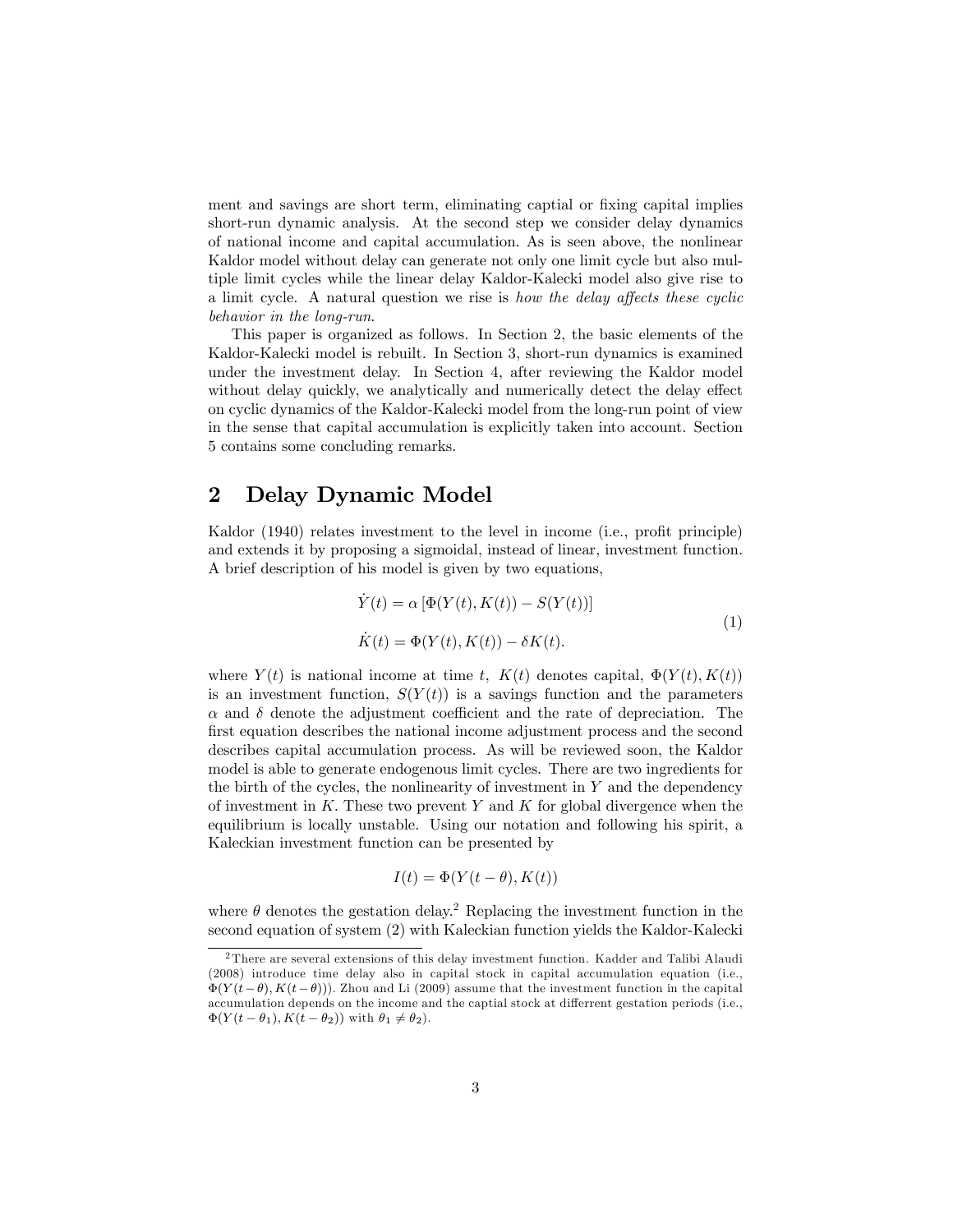ment and savings are short term, eliminating captial or fixing capital implies short-run dynamic analysis. At the second step we consider delay dynamics of national income and capital accumulation. As is seen above, the nonlinear Kaldor model without delay can generate not only one limit cycle but also multiple limit cycles while the linear delay Kaldor-Kalecki model also give rise to a limit cycle. A natural question we rise is *how the delay affects these cyclic behavior in the long-run*.

This paper is organized as follows. In Section 2, the basic elements of the Kaldor-Kalecki model is rebuilt. In Section 3, short-run dynamics is examined under the investment delay. In Section 4, after reviewing the Kaldor model without delay quickly, we analytically and numerically detect the delay effect on cyclic dynamics of the Kaldor-Kalecki model from the long-run point of view in the sense that capital accumulation is explicitly taken into account. Section 5 contains some concluding remarks.

## 2 Delay Dynamic Model

Kaldor (1940) relates investment to the level in income (i.e., profit principle) and extends it by proposing a sigmoidal, instead of linear, investment function. A brief description of his model is given by two equations,

$$\begin{aligned} \dot{Y}(t) &= \alpha \left[ \Phi(Y(t), K(t)) - S(Y(t)) \right] \\ \dot{K}(t) &= \Phi(Y(t), K(t)) - \delta K(t). \end{aligned} \tag{1}$$

where $Y(t)$ is national income at time $t$, $K(t)$ denotes capital, $\Phi(Y(t), K(t))$ is an investment function, $S(Y(t))$ is a savings function and the parameters $\alpha$ and $\delta$ denote the adjustment coefficient and the rate of depreciation. The first equation describes the national income adjustment process and the second describes capital accumulation process. As will be reviewed soon, the Kaldor model is able to generate endogenous limit cycles. There are two ingredients for the birth of the cycles, the nonlinearity of investment in $Y$ and the dependency of investment in $K$. These two prevent $Y$ and $K$ for global divergence when the equilibrium is locally unstable. Using our notation and following his spirit, a Kaleckian investment function can be presented by

$$I(t) = \Phi(Y(t-\theta), K(t))$$

where $\theta$ denotes the gestation delay.[2] Replacing the investment function in the second equation of system (2) with Kaleckian function yields the Kaldor-Kalecki

---

[2] There are several extensions of this delay investment function. Kadder and Talibi Alaudi (2008) introduce time delay also in capital stock in capital accumulation equation (i.e., $\Phi(Y(t-\theta), K(t-\theta))$). Zhou and Li (2009) assume that the investment function in the capital accumulation depends on the income and the captial stock at differrent gestation periods (i.e., $\Phi(Y(t-\theta_1), K(t-\theta_2))$ with $\theta_1 \neq \theta_2$).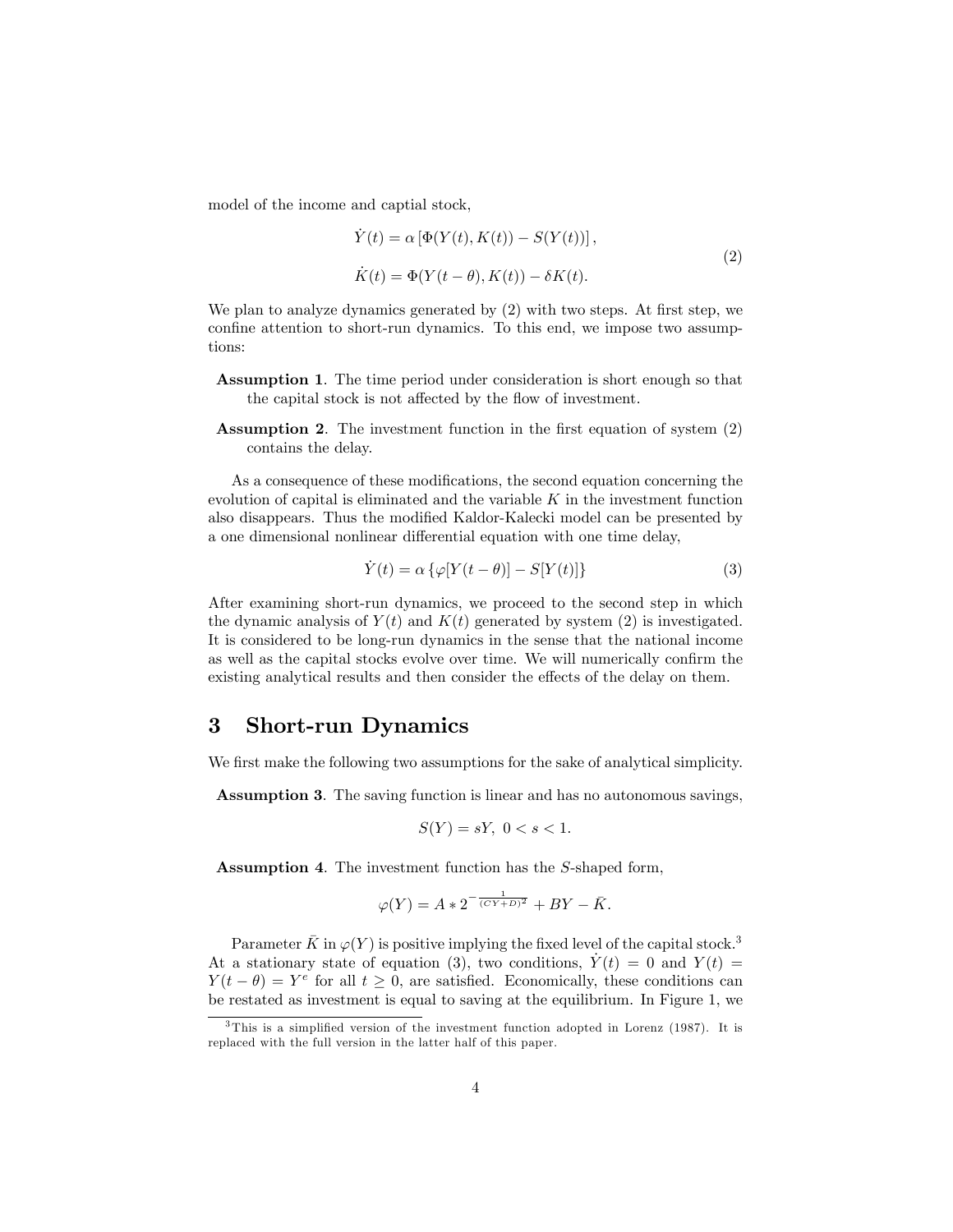model of the income and captial stock,

$$
\begin{aligned}
\dot{Y}(t) &= \alpha \left[ \Phi(Y(t), K(t)) - S(Y(t)) \right], \\
\dot{K}(t) &= \Phi(Y(t-\theta), K(t)) - \delta K(t).
\end{aligned}
\tag{2}
$$

We plan to analyze dynamics generated by (2) with two steps. At first step, we confine attention to short-run dynamics. To this end, we impose two assumptions:

**Assumption 1**. The time period under consideration is short enough so that the capital stock is not affected by the flow of investment.

**Assumption 2**. The investment function in the first equation of system (2) contains the delay.

As a consequence of these modifications, the second equation concerning the evolution of capital is eliminated and the variable $K$ in the investment function also disappears. Thus the modified Kaldor-Kalecki model can be presented by a one dimensional nonlinear differential equation with one time delay,

$$
\dot{Y}(t) = \alpha \left\{ \varphi[Y(t-\theta)] - S[Y(t)] \right\} \tag{3}
$$

After examining short-run dynamics, we proceed to the second step in which the dynamic analysis of $Y(t)$ and $K(t)$ generated by system (2) is investigated. It is considered to be long-run dynamics in the sense that the national income as well as the capital stocks evolve over time. We will numerically confirm the existing analytical results and then consider the effects of the delay on them.

## 3 Short-run Dynamics

We first make the following two assumptions for the sake of analytical simplicity.

**Assumption 3**. The saving function is linear and has no autonomous savings,

$$
S(Y) = sY, \; 0 < s < 1.
$$

**Assumption 4**. The investment function has the $S$-shaped form,

$$
\varphi(Y) = A * 2^{-\frac{1}{(CY+D)^2}} + BY - \bar{K}.
$$

Parameter $\bar{K}$ in $\varphi(Y)$ is positive implying the fixed level of the capital stock.[3] At a stationary state of equation (3), two conditions, $\dot{Y}(t) = 0$ and $Y(t) = Y(t-\theta) = Y^e$ for all $t \geq 0$, are satisfied. Economically, these conditions can be restated as investment is equal to saving at the equilibrium. In Figure 1, we

[3] This is a simplified version of the investment function adopted in Lorenz (1987). It is replaced with the full version in the latter half of this paper.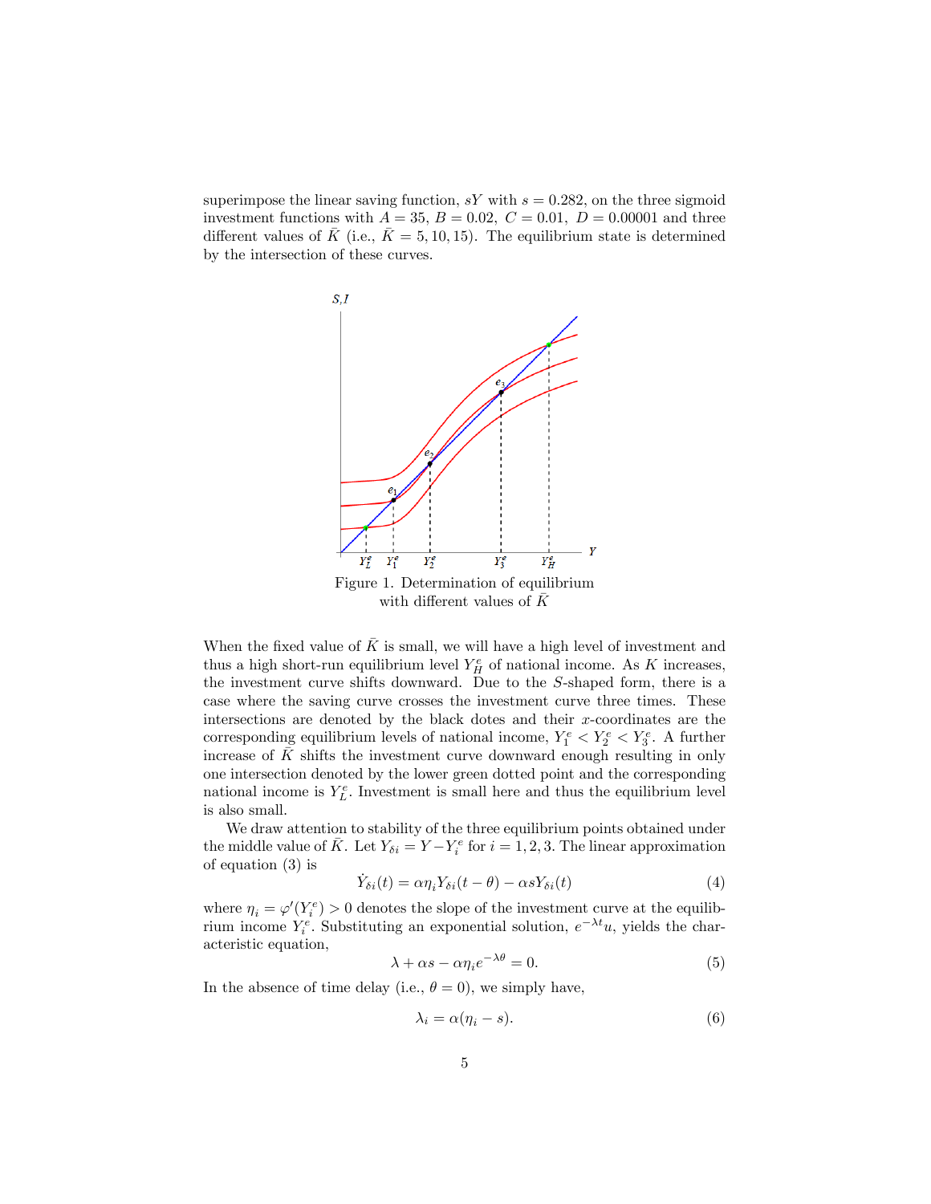superimpose the linear saving function, $sY$ with $s = 0.282$, on the three sigmoid investment functions with $A = 35$, $B = 0.02$, $C = 0.01$, $D = 0.00001$ and three different values of $\bar{K}$ (i.e., $\bar{K} = 5, 10, 15$). The equilibrium state is determined by the intersection of these curves.

Figure 1. Determination of equilibrium with different values of $\bar{K}$

When the fixed value of $\bar{K}$ is small, we will have a high level of investment and thus a high short-run equilibrium level $Y_H^e$ of national income. As $K$ increases, the investment curve shifts downward. Due to the $S$-shaped form, there is a case where the saving curve crosses the investment curve three times. These intersections are denoted by the black dotes and their $x$-coordinates are the corresponding equilibrium levels of national income, $Y_1^e < Y_2^e < Y_3^e$. A further increase of $\bar{K}$ shifts the investment curve downward enough resulting in only one intersection denoted by the lower green dotted point and the corresponding national income is $Y_L^e$. Investment is small here and thus the equilibrium level is also small.

We draw attention to stability of the three equilibrium points obtained under the middle value of $\bar{K}$. Let $Y_{\delta i} = Y - Y_i^e$ for $i = 1, 2, 3$. The linear approximation of equation (3) is

$$\dot{Y}_{\delta i}(t) = \alpha \eta_i Y_{\delta i}(t - \theta) - \alpha s Y_{\delta i}(t) \tag{4}$$

where $\eta_i = \varphi'(Y_i^e) > 0$ denotes the slope of the investment curve at the equilibrium income $Y_i^e$. Substituting an exponential solution, $e^{-\lambda t}u$, yields the characteristic equation,

$$\lambda + \alpha s - \alpha \eta_i e^{-\lambda \theta} = 0. \tag{5}$$

In the absence of time delay (i.e., $\theta = 0$), we simply have,

$$\lambda_i = \alpha(\eta_i - s). \tag{6}$$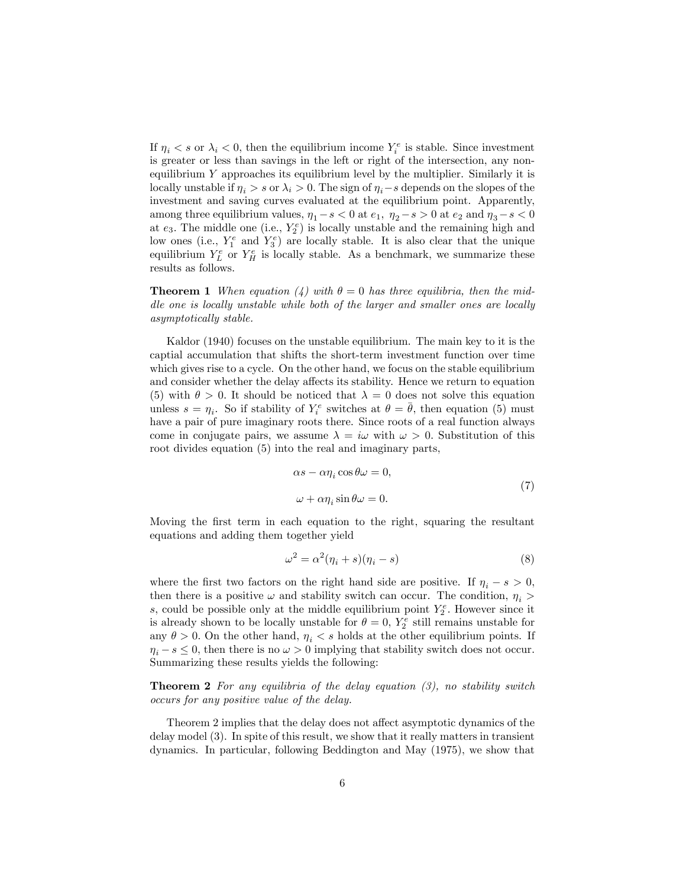If $\eta_i < s$ or $\lambda_i < 0$, then the equilibrium income $Y_i^e$ is stable. Since investment is greater or less than savings in the left or right of the intersection, any non-equilibrium $Y$ approaches its equilibrium level by the multiplier. Similarly it is locally unstable if $\eta_i > s$ or $\lambda_i > 0$. The sign of $\eta_i - s$ depends on the slopes of the investment and saving curves evaluated at the equilibrium point. Apparently, among three equilibrium values, $\eta_1 - s < 0$ at $e_1$, $\eta_2 - s > 0$ at $e_2$ and $\eta_3 - s < 0$ at $e_3$. The middle one (i.e., $Y_2^e$) is locally unstable and the remaining high and low ones (i.e., $Y_1^e$ and $Y_3^e$) are locally stable. It is also clear that the unique equilibrium $Y_L^e$ or $Y_H^e$ is locally stable. As a benchmark, we summarize these results as follows.

**Theorem 1** *When equation (4) with $\theta = 0$ has three equilibria, then the middle one is locally unstable while both of the larger and smaller ones are locally asymptotically stable.*

Kaldor (1940) focuses on the unstable equilibrium. The main key to it is the captial accumulation that shifts the short-term investment function over time which gives rise to a cycle. On the other hand, we focus on the stable equilibrium and consider whether the delay affects its stability. Hence we return to equation (5) with $\theta > 0$. It should be noticed that $\lambda = 0$ does not solve this equation unless $s = \eta_i$. So if stability of $Y_i^e$ switches at $\theta = \bar{\theta}$, then equation (5) must have a pair of pure imaginary roots there. Since roots of a real function always come in conjugate pairs, we assume $\lambda = i\omega$ with $\omega > 0$. Substitution of this root divides equation (5) into the real and imaginary parts,

$$
\begin{aligned}
&\alpha s - \alpha \eta_i \cos \theta \omega = 0, \\
&\omega + \alpha \eta_i \sin \theta \omega = 0.
\end{aligned}
\tag{7}
$$

Moving the first term in each equation to the right, squaring the resultant equations and adding them together yield

$$
\omega^2 = \alpha^2 (\eta_i + s)(\eta_i - s) \tag{8}
$$

where the first two factors on the right hand side are positive. If $\eta_i - s > 0$, then there is a positive $\omega$ and stability switch can occur. The condition, $\eta_i > s$, could be possible only at the middle equilibrium point $Y_2^e$. However since it is already shown to be locally unstable for $\theta = 0$, $Y_2^e$ still remains unstable for any $\theta > 0$. On the other hand, $\eta_i < s$ holds at the other equilibrium points. If $\eta_i - s \leq 0$, then there is no $\omega > 0$ implying that stability switch does not occur. Summarizing these results yields the following:

**Theorem 2** *For any equilibria of the delay equation (3), no stability switch occurs for any positive value of the delay.*

Theorem 2 implies that the delay does not affect asymptotic dynamics of the delay model (3). In spite of this result, we show that it really matters in transient dynamics. In particular, following Beddington and May (1975), we show that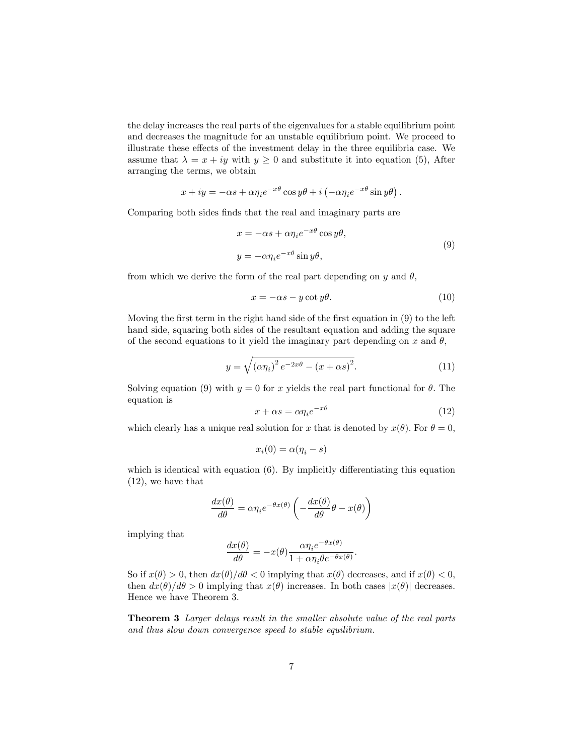the delay increases the real parts of the eigenvalues for a stable equilibrium point and decreases the magnitude for an unstable equilibrium point. We proceed to illustrate these effects of the investment delay in the three equilibria case. We assume that $\lambda = x + iy$ with $y \geq 0$ and substitute it into equation (5), After arranging the terms, we obtain

$$x + iy = -\alpha s + \alpha \eta_i e^{-x\theta} \cos y\theta + i \left( -\alpha \eta_i e^{-x\theta} \sin y\theta \right).$$

Comparing both sides finds that the real and imaginary parts are

$$\begin{aligned} x &= -\alpha s + \alpha \eta_i e^{-x\theta} \cos y\theta, \\ y &= -\alpha \eta_i e^{-x\theta} \sin y\theta, \end{aligned} \tag{9}$$

from which we derive the form of the real part depending on $y$ and $\theta$,

$$x = -\alpha s - y \cot y\theta. \tag{10}$$

Moving the first term in the right hand side of the first equation in (9) to the left hand side, squaring both sides of the resultant equation and adding the square of the second equations to it yield the imaginary part depending on $x$ and $\theta$,

$$y = \sqrt{\left(\alpha \eta_i\right)^2 e^{-2x\theta} - \left(x + \alpha s\right)^2}. \tag{11}$$

Solving equation (9) with $y = 0$ for $x$ yields the real part functional for $\theta$. The equation is

$$x + \alpha s = \alpha \eta_i e^{-x\theta} \tag{12}$$

which clearly has a unique real solution for $x$ that is denoted by $x(\theta)$. For $\theta = 0$,

$$x_i(0) = \alpha(\eta_i - s)$$

which is identical with equation (6). By implicitly differentiating this equation (12), we have that

$$\frac{dx(\theta)}{d\theta} = \alpha \eta_i e^{-\theta x(\theta)} \left( -\frac{dx(\theta)}{d\theta}\theta - x(\theta) \right)$$

implying that

$$\frac{dx(\theta)}{d\theta} = -x(\theta) \frac{\alpha \eta_i e^{-\theta x(\theta)}}{1 + \alpha \eta_i \theta e^{-\theta x(\theta)}}.$$

So if $x(\theta) > 0$, then $dx(\theta)/d\theta < 0$ implying that $x(\theta)$ decreases, and if $x(\theta) < 0$, then $dx(\theta)/d\theta > 0$ implying that $x(\theta)$ increases. In both cases $|x(\theta)|$ decreases. Hence we have Theorem 3.

**Theorem 3** *Larger delays result in the smaller absolute value of the real parts and thus slow down convergence speed to stable equilibrium.*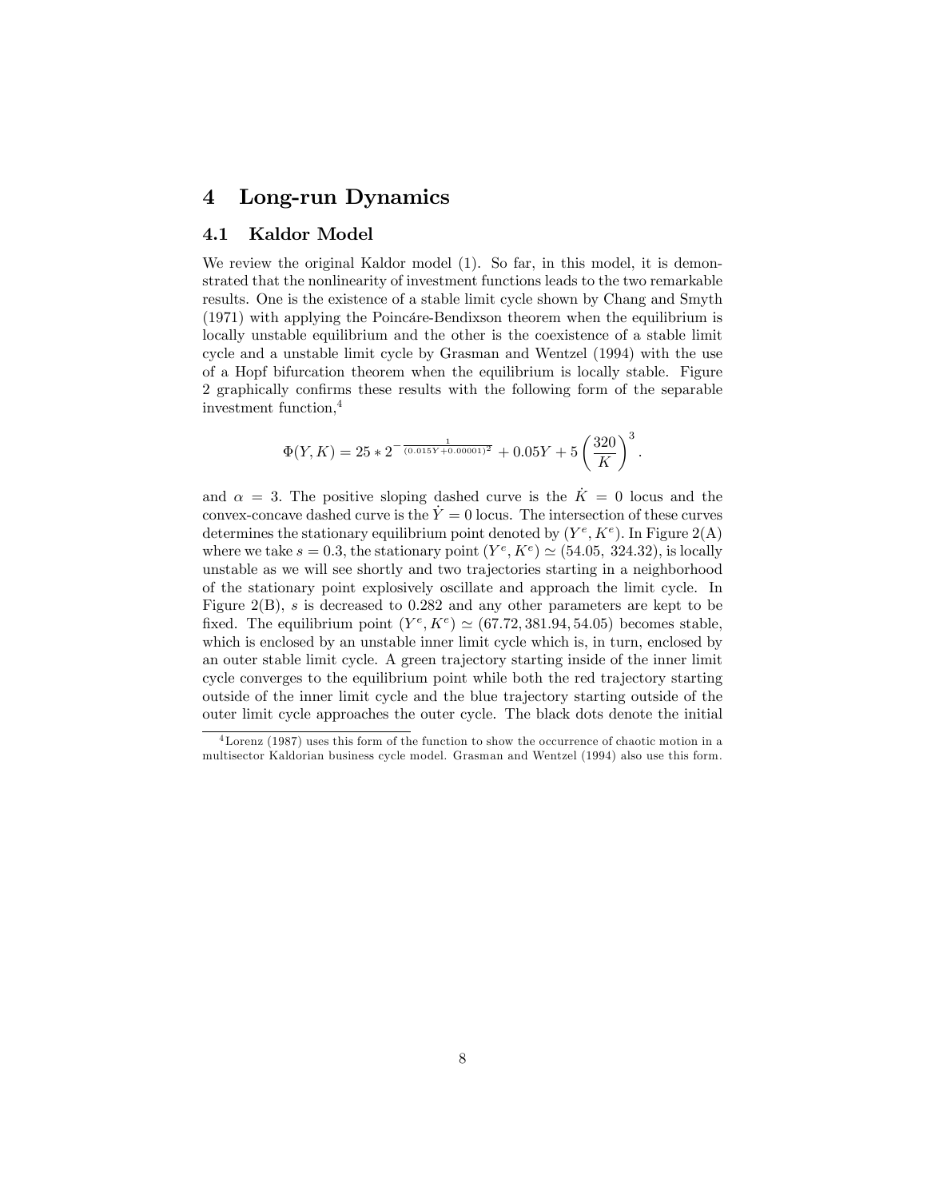# 4 Long-run Dynamics

## 4.1 Kaldor Model

We review the original Kaldor model (1). So far, in this model, it is demonstrated that the nonlinearity of investment functions leads to the two remarkable results. One is the existence of a stable limit cycle shown by Chang and Smyth (1971) with applying the Poincáre-Bendixson theorem when the equilibrium is locally unstable equilibrium and the other is the coexistence of a stable limit cycle and a unstable limit cycle by Grasman and Wentzel (1994) with the use of a Hopf bifurcation theorem when the equilibrium is locally stable. Figure 2 graphically confirms these results with the following form of the separable investment function,[4]

$$\Phi(Y, K) = 25 * 2^{-\frac{1}{(0.015Y+0.00001)^2}} + 0.05Y + 5\left(\frac{320}{K}\right)^3.$$

and $\alpha = 3$. The positive sloping dashed curve is the $\dot{K} = 0$ locus and the convex-concave dashed curve is the $\dot{Y} = 0$ locus. The intersection of these curves determines the stationary equilibrium point denoted by $(Y^e, K^e)$. In Figure 2(A) where we take $s = 0.3$, the stationary point $(Y^e, K^e) \simeq (54.05,\ 324.32)$, is locally unstable as we will see shortly and two trajectories starting in a neighborhood of the stationary point explosively oscillate and approach the limit cycle. In Figure 2(B), $s$ is decreased to 0.282 and any other parameters are kept to be fixed. The equilibrium point $(Y^e, K^e) \simeq (67.72, 381.94, 54.05)$ becomes stable, which is enclosed by an unstable inner limit cycle which is, in turn, enclosed by an outer stable limit cycle. A green trajectory starting inside of the inner limit cycle converges to the equilibrium point while both the red trajectory starting outside of the inner limit cycle and the blue trajectory starting outside of the outer limit cycle approaches the outer cycle. The black dots denote the initial

[4] Lorenz (1987) uses this form of the function to show the occurrence of chaotic motion in a multisector Kaldorian business cycle model. Grasman and Wentzel (1994) also use this form.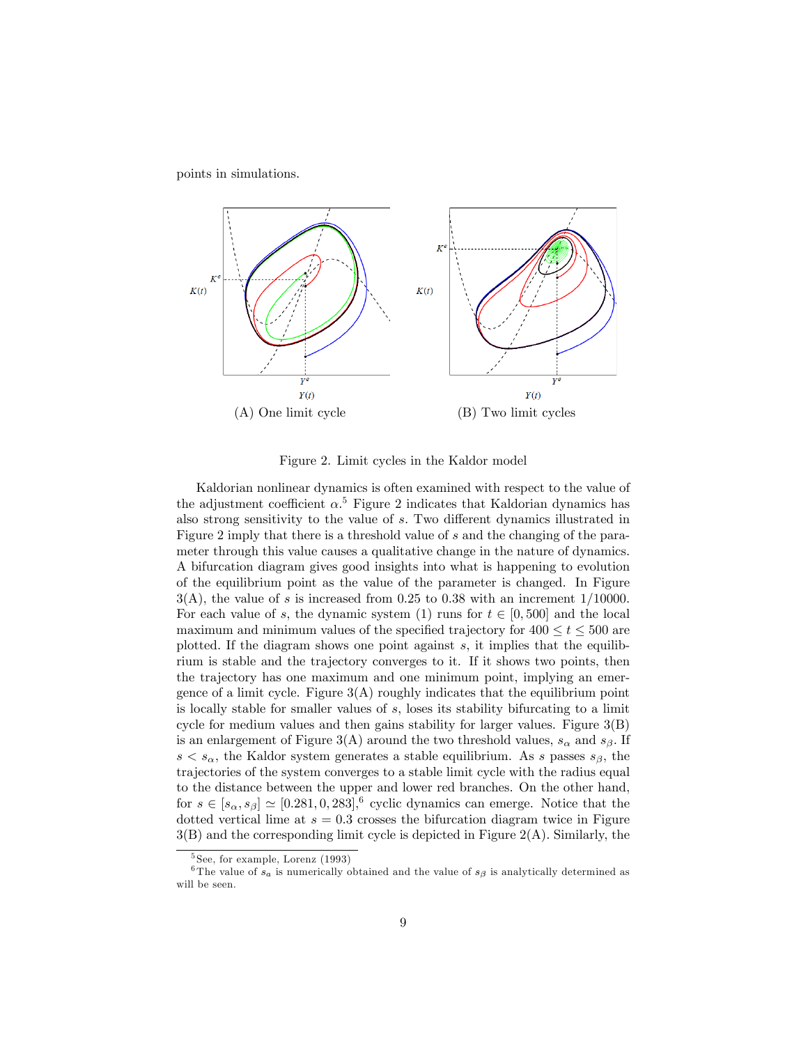points in simulations.

(A) One limit cycle

(B) Two limit cycles

Figure 2. Limit cycles in the Kaldor model

Kaldorian nonlinear dynamics is often examined with respect to the value of the adjustment coefficient $\alpha$.[5] Figure 2 indicates that Kaldorian dynamics has also strong sensitivity to the value of $s$. Two different dynamics illustrated in Figure 2 imply that there is a threshold value of $s$ and the changing of the parameter through this value causes a qualitative change in the nature of dynamics. A bifurcation diagram gives good insights into what is happening to evolution of the equilibrium point as the value of the parameter is changed. In Figure 3(A), the value of $s$ is increased from 0.25 to 0.38 with an increment 1/10000. For each value of $s$, the dynamic system (1) runs for $t \in [0, 500]$ and the local maximum and minimum values of the specified trajectory for $400 \leq t \leq 500$ are plotted. If the diagram shows one point against $s$, it implies that the equilibrium is stable and the trajectory converges to it. If it shows two points, then the trajectory has one maximum and one minimum point, implying an emergence of a limit cycle. Figure 3(A) roughly indicates that the equilibrium point is locally stable for smaller values of $s$, loses its stability bifurcating to a limit cycle for medium values and then gains stability for larger values. Figure 3(B) is an enlargement of Figure 3(A) around the two threshold values, $s_\alpha$ and $s_\beta$. If $s < s_\alpha$, the Kaldor system generates a stable equilibrium. As $s$ passes $s_\beta$, the trajectories of the system converges to a stable limit cycle with the radius equal to the distance between the upper and lower red branches. On the other hand, for $s \in [s_\alpha, s_\beta] \simeq [0.281, 0, 283]$,[6] cyclic dynamics can emerge. Notice that the dotted vertical lime at $s = 0.3$ crosses the bifurcation diagram twice in Figure 3(B) and the corresponding limit cycle is depicted in Figure 2(A). Similarly, the

[5] See, for example, Lorenz (1993)

[6] The value of $s_a$ is numerically obtained and the value of $s_\beta$ is analytically determined as will be seen.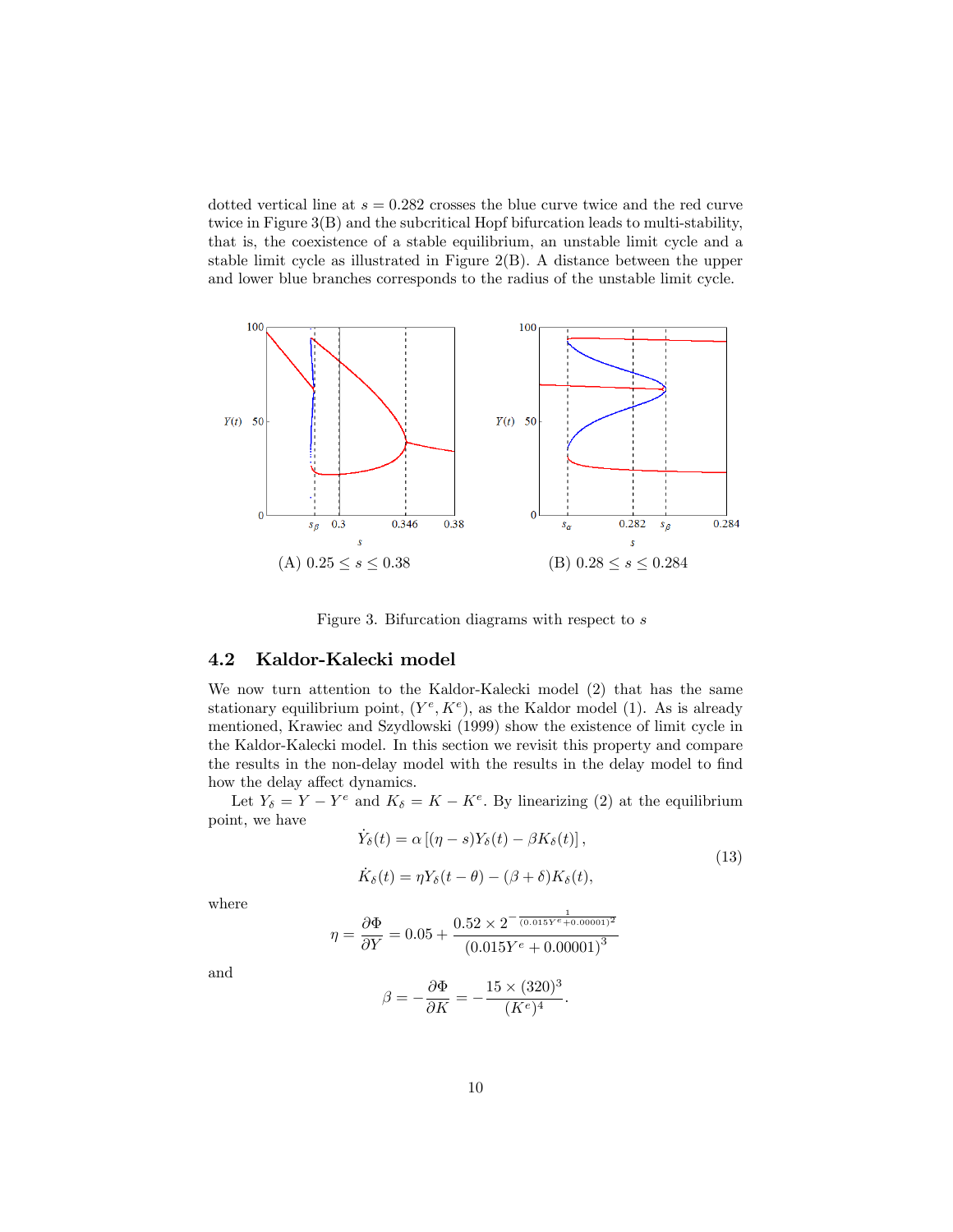dotted vertical line at $s = 0.282$ crosses the blue curve twice and the red curve twice in Figure 3(B) and the subcritical Hopf bifurcation leads to multi-stability, that is, the coexistence of a stable equilibrium, an unstable limit cycle and a stable limit cycle as illustrated in Figure 2(B). A distance between the upper and lower blue branches corresponds to the radius of the unstable limit cycle.

(A) $0.25 \leq s \leq 0.38$

(B) $0.28 \leq s \leq 0.284$

Figure 3. Bifurcation diagrams with respect to $s$

### 4.2 Kaldor-Kalecki model

We now turn attention to the Kaldor-Kalecki model (2) that has the same stationary equilibrium point, $(Y^e, K^e)$, as the Kaldor model (1). As is already mentioned, Krawiec and Szydlowski (1999) show the existence of limit cycle in the Kaldor-Kalecki model. In this section we revisit this property and compare the results in the non-delay model with the results in the delay model to find how the delay affect dynamics.

Let $Y_\delta = Y - Y^e$ and $K_\delta = K - K^e$. By linearizing (2) at the equilibrium point, we have

$$
\begin{aligned}
\dot{Y}_\delta(t) &= \alpha\left[(\eta - s)Y_\delta(t) - \beta K_\delta(t)\right], \\
\dot{K}_\delta(t) &= \eta Y_\delta(t-\theta) - (\beta + \delta)K_\delta(t),
\end{aligned}
\tag{13}
$$

where

$$
\eta = \frac{\partial \Phi}{\partial Y} = 0.05 + \frac{0.52 \times 2^{-\frac{1}{(0.015Y^e + 0.00001)^2}}}{(0.015Y^e + 0.00001)^3}
$$

and

$$
\beta = -\frac{\partial \Phi}{\partial K} = -\frac{15 \times (320)^3}{(K^e)^4}.
$$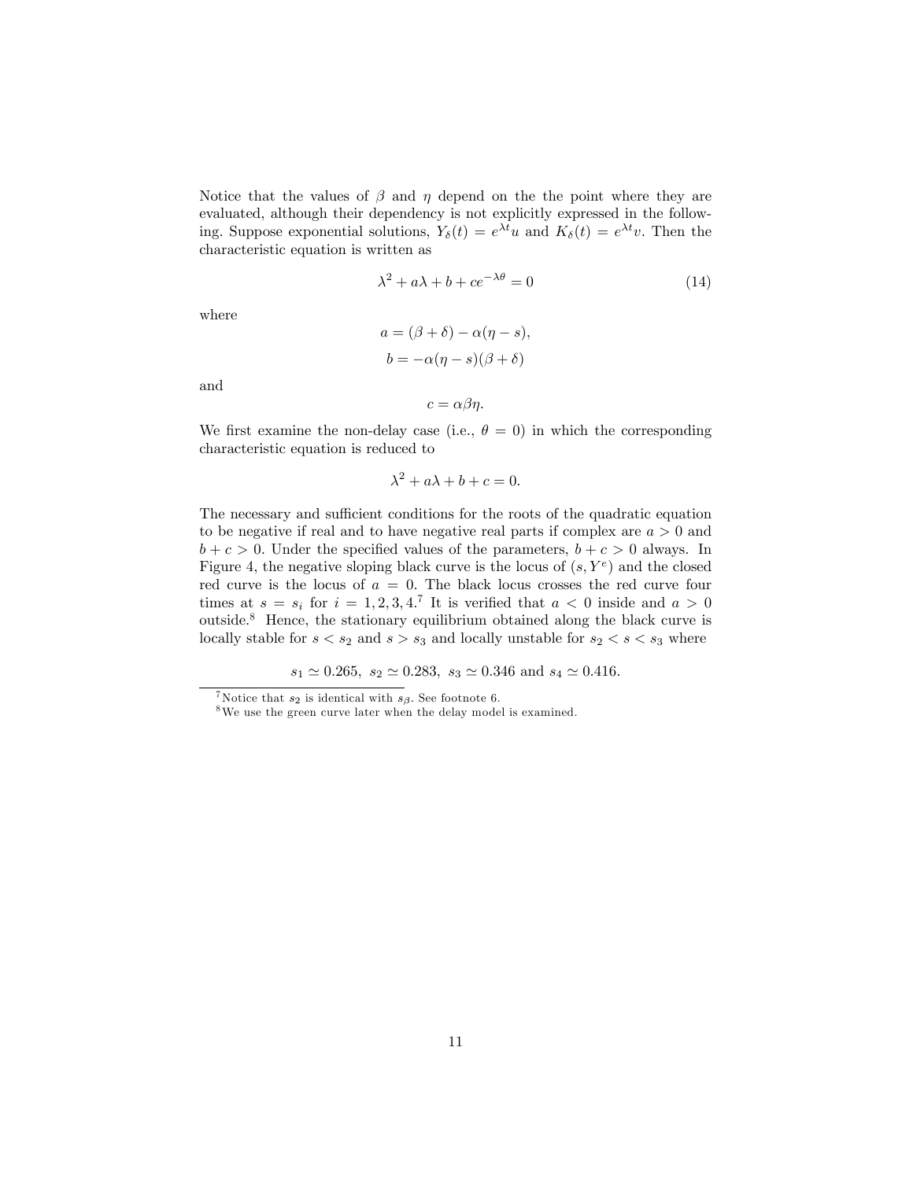Notice that the values of $\beta$ and $\eta$ depend on the the point where they are evaluated, although their dependency is not explicitly expressed in the following. Suppose exponential solutions, $Y_\delta(t) = e^{\lambda t}u$ and $K_\delta(t) = e^{\lambda t}v$. Then the characteristic equation is written as

$$\lambda^2 + a\lambda + b + ce^{-\lambda\theta} = 0 \tag{14}$$

where

$$a = (\beta + \delta) - \alpha(\eta - s),$$

$$b = -\alpha(\eta - s)(\beta + \delta)$$

and

$$c = \alpha\beta\eta.$$

We first examine the non-delay case (i.e., $\theta = 0$) in which the corresponding characteristic equation is reduced to

$$\lambda^2 + a\lambda + b + c = 0.$$

The necessary and sufficient conditions for the roots of the quadratic equation to be negative if real and to have negative real parts if complex are $a > 0$ and $b + c > 0$. Under the specified values of the parameters, $b + c > 0$ always. In Figure 4, the negative sloping black curve is the locus of $(s, Y^e)$ and the closed red curve is the locus of $a = 0$. The black locus crosses the red curve four times at $s = s_i$ for $i = 1, 2, 3, 4$.[7] It is verified that $a < 0$ inside and $a > 0$ outside.[8] Hence, the stationary equilibrium obtained along the black curve is locally stable for $s < s_2$ and $s > s_3$ and locally unstable for $s_2 < s < s_3$ where

$$s_1 \simeq 0.265,\ s_2 \simeq 0.283,\ s_3 \simeq 0.346 \text{ and } s_4 \simeq 0.416.$$

[7] Notice that $s_2$ is identical with $s_\beta$. See footnote 6.

[8] We use the green curve later when the delay model is examined.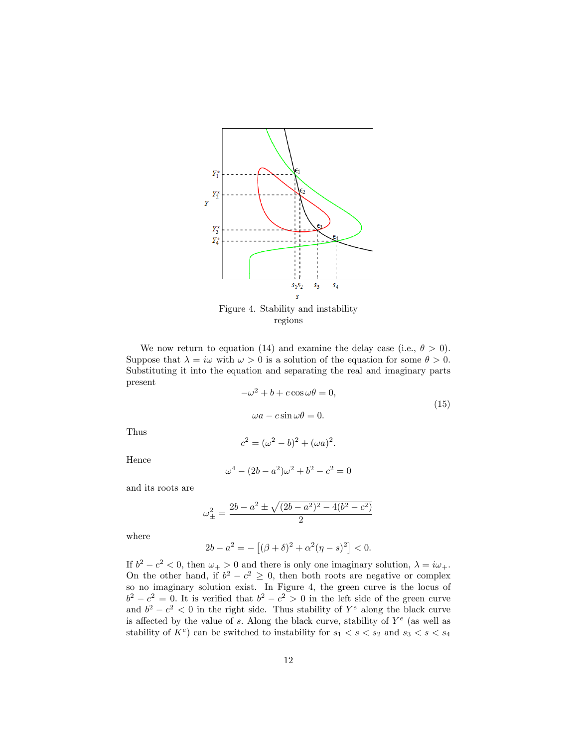Figure 4. Stability and instability regions

We now return to equation (14) and examine the delay case (i.e., $\theta > 0$). Suppose that $\lambda = i\omega$ with $\omega > 0$ is a solution of the equation for some $\theta > 0$. Substituting it into the equation and separating the real and imaginary parts present

$$
\begin{aligned}
-\omega^2 + b + c\cos\omega\theta &= 0, \\
\omega a - c\sin\omega\theta &= 0.
\end{aligned}
\tag{15}
$$

Thus

$$
c^2 = (\omega^2 - b)^2 + (\omega a)^2.
$$

Hence

$$
\omega^4 - (2b - a^2)\omega^2 + b^2 - c^2 = 0
$$

and its roots are

$$
\omega_{\pm}^2 = \frac{2b - a^2 \pm \sqrt{(2b-a^2)^2 - 4(b^2 - c^2)}}{2}
$$

where

$$
2b - a^2 = -\left[(\beta + \delta)^2 + \alpha^2(\eta - s)^2\right] < 0.
$$

If $b^2 - c^2 < 0$, then $\omega_+ > 0$ and there is only one imaginary solution, $\lambda = i\omega_+$. On the other hand, if $b^2 - c^2 \geq 0$, then both roots are negative or complex so no imaginary solution exist. In Figure 4, the green curve is the locus of $b^2 - c^2 = 0$. It is verified that $b^2 - c^2 > 0$ in the left side of the green curve and $b^2 - c^2 < 0$ in the right side. Thus stability of $Y^e$ along the black curve is affected by the value of $s$. Along the black curve, stability of $Y^e$ (as well as stability of $K^e$) can be switched to instability for $s_1 < s < s_2$ and $s_3 < s < s_4$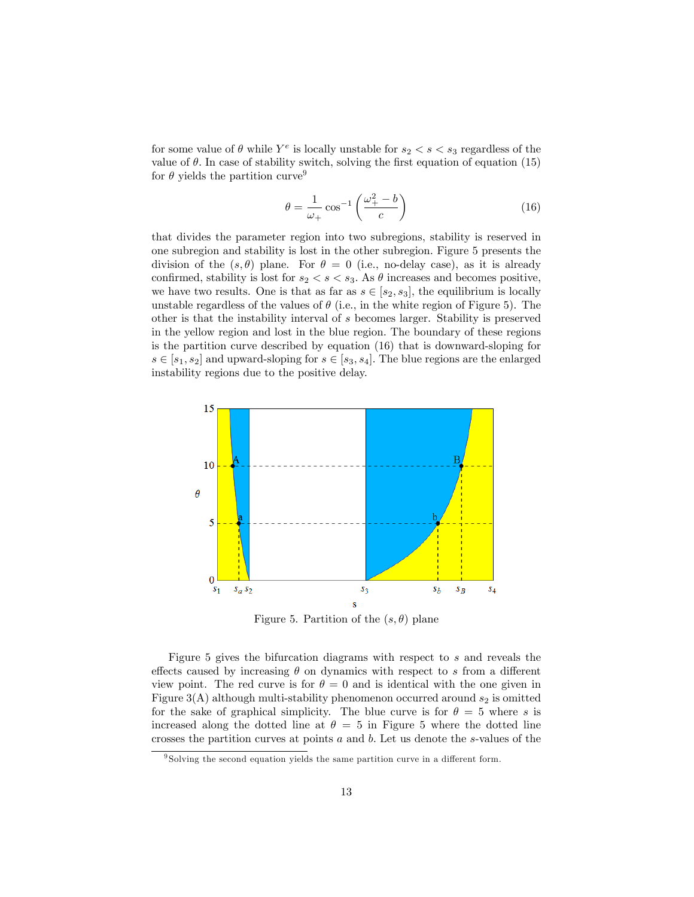for some value of $\theta$ while $Y^e$ is locally unstable for $s_2 < s < s_3$ regardless of the value of $\theta$. In case of stability switch, solving the first equation of equation (15) for $\theta$ yields the partition curve[9]

$$\theta = \frac{1}{\omega_+} \cos^{-1}\left(\frac{\omega_+^2 - b}{c}\right) \tag{16}$$

that divides the parameter region into two subregions, stability is reserved in one subregion and stability is lost in the other subregion. Figure 5 presents the division of the $(s, \theta)$ plane. For $\theta = 0$ (i.e., no-delay case), as it is already confirmed, stability is lost for $s_2 < s < s_3$. As $\theta$ increases and becomes positive, we have two results. One is that as far as $s \in [s_2, s_3]$, the equilibrium is locally unstable regardless of the values of $\theta$ (i.e., in the white region of Figure 5). The other is that the instability interval of $s$ becomes larger. Stability is preserved in the yellow region and lost in the blue region. The boundary of these regions is the partition curve described by equation (16) that is downward-sloping for $s \in [s_1, s_2]$ and upward-sloping for $s \in [s_3, s_4]$. The blue regions are the enlarged instability regions due to the positive delay.

Figure 5. Partition of the $(s, \theta)$ plane

Figure 5 gives the bifurcation diagrams with respect to $s$ and reveals the effects caused by increasing $\theta$ on dynamics with respect to $s$ from a different view point. The red curve is for $\theta = 0$ and is identical with the one given in Figure 3(A) although multi-stability phenomenon occurred around $s_2$ is omitted for the sake of graphical simplicity. The blue curve is for $\theta = 5$ where $s$ is increased along the dotted line at $\theta = 5$ in Figure 5 where the dotted line crosses the partition curves at points $a$ and $b$. Let us denote the $s$-values of the

[9] Solving the second equation yields the same partition curve in a different form.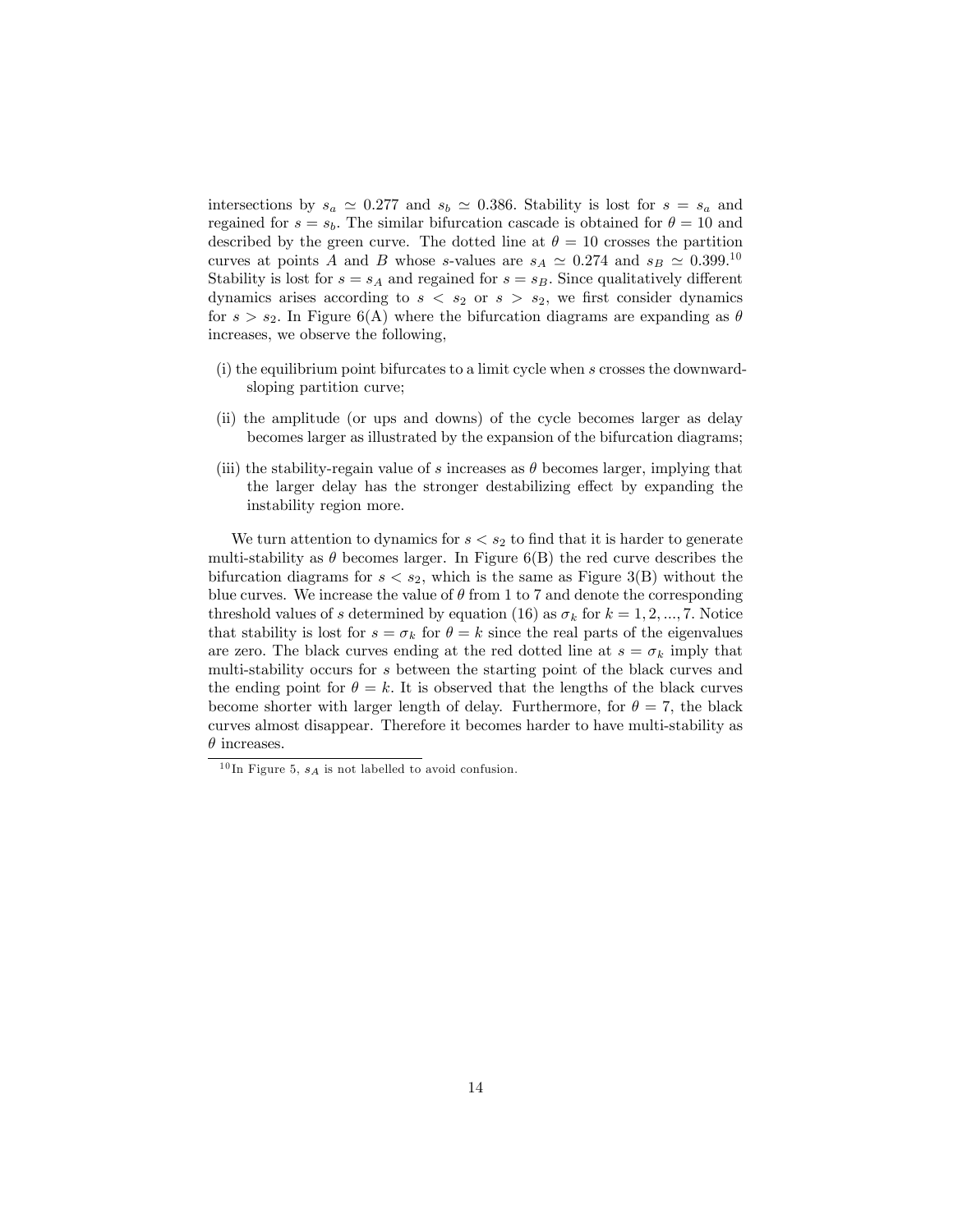intersections by $s_a \simeq 0.277$ and $s_b \simeq 0.386$. Stability is lost for $s = s_a$ and regained for $s = s_b$. The similar bifurcation cascade is obtained for $\theta = 10$ and described by the green curve. The dotted line at $\theta = 10$ crosses the partition curves at points $A$ and $B$ whose $s$-values are $s_A \simeq 0.274$ and $s_B \simeq 0.399$.[10] Stability is lost for $s = s_A$ and regained for $s = s_B$. Since qualitatively different dynamics arises according to $s < s_2$ or $s > s_2$, we first consider dynamics for $s > s_2$. In Figure 6(A) where the bifurcation diagrams are expanding as $\theta$ increases, we observe the following,

(i) the equilibrium point bifurcates to a limit cycle when $s$ crosses the downward-sloping partition curve;

(ii) the amplitude (or ups and downs) of the cycle becomes larger as delay becomes larger as illustrated by the expansion of the bifurcation diagrams;

(iii) the stability-regain value of $s$ increases as $\theta$ becomes larger, implying that the larger delay has the stronger destabilizing effect by expanding the instability region more.

We turn attention to dynamics for $s < s_2$ to find that it is harder to generate multi-stability as $\theta$ becomes larger. In Figure 6(B) the red curve describes the bifurcation diagrams for $s < s_2$, which is the same as Figure 3(B) without the blue curves. We increase the value of $\theta$ from 1 to 7 and denote the corresponding threshold values of $s$ determined by equation (16) as $\sigma_k$ for $k = 1, 2, ..., 7$. Notice that stability is lost for $s = \sigma_k$ for $\theta = k$ since the real parts of the eigenvalues are zero. The black curves ending at the red dotted line at $s = \sigma_k$ imply that multi-stability occurs for $s$ between the starting point of the black curves and the ending point for $\theta = k$. It is observed that the lengths of the black curves become shorter with larger length of delay. Furthermore, for $\theta = 7$, the black curves almost disappear. Therefore it becomes harder to have multi-stability as $\theta$ increases.

[10] In Figure 5, $s_A$ is not labelled to avoid confusion.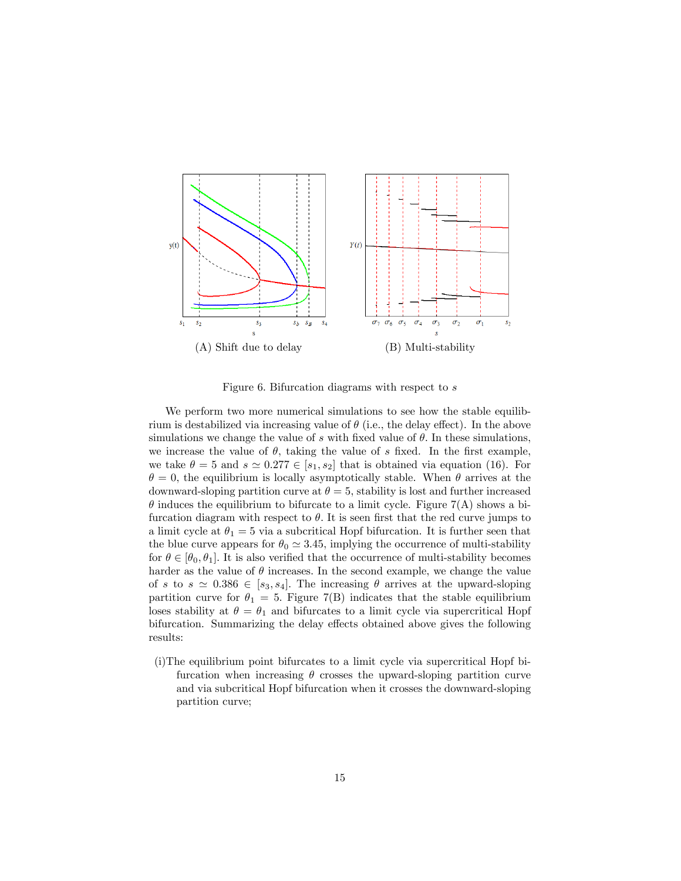(A) Shift due to delay

(B) Multi-stability

Figure 6. Bifurcation diagrams with respect to $s$

We perform two more numerical simulations to see how the stable equilibrium is destabilized via increasing value of $\theta$ (i.e., the delay effect). In the above simulations we change the value of $s$ with fixed value of $\theta$. In these simulations, we increase the value of $\theta$, taking the value of $s$ fixed. In the first example, we take $\theta = 5$ and $s \simeq 0.277 \in [s_1, s_2]$ that is obtained via equation (16). For $\theta = 0$, the equilibrium is locally asymptotically stable. When $\theta$ arrives at the downward-sloping partition curve at $\theta = 5$, stability is lost and further increased $\theta$ induces the equilibrium to bifurcate to a limit cycle. Figure 7(A) shows a bifurcation diagram with respect to $\theta$. It is seen first that the red curve jumps to a limit cycle at $\theta_1 = 5$ via a subcritical Hopf bifurcation. It is further seen that the blue curve appears for $\theta_0 \simeq 3.45$, implying the occurrence of multi-stability for $\theta \in [\theta_0, \theta_1]$. It is also verified that the occurrence of multi-stability becomes harder as the value of $\theta$ increases. In the second example, we change the value of $s$ to $s \simeq 0.386 \in [s_3, s_4]$. The increasing $\theta$ arrives at the upward-sloping partition curve for $\theta_1 = 5$. Figure 7(B) indicates that the stable equilibrium loses stability at $\theta = \theta_1$ and bifurcates to a limit cycle via supercritical Hopf bifurcation. Summarizing the delay effects obtained above gives the following results:

(i) The equilibrium point bifurcates to a limit cycle via supercritical Hopf bifurcation when increasing $\theta$ crosses the upward-sloping partition curve and via subcritical Hopf bifurcation when it crosses the downward-sloping partition curve;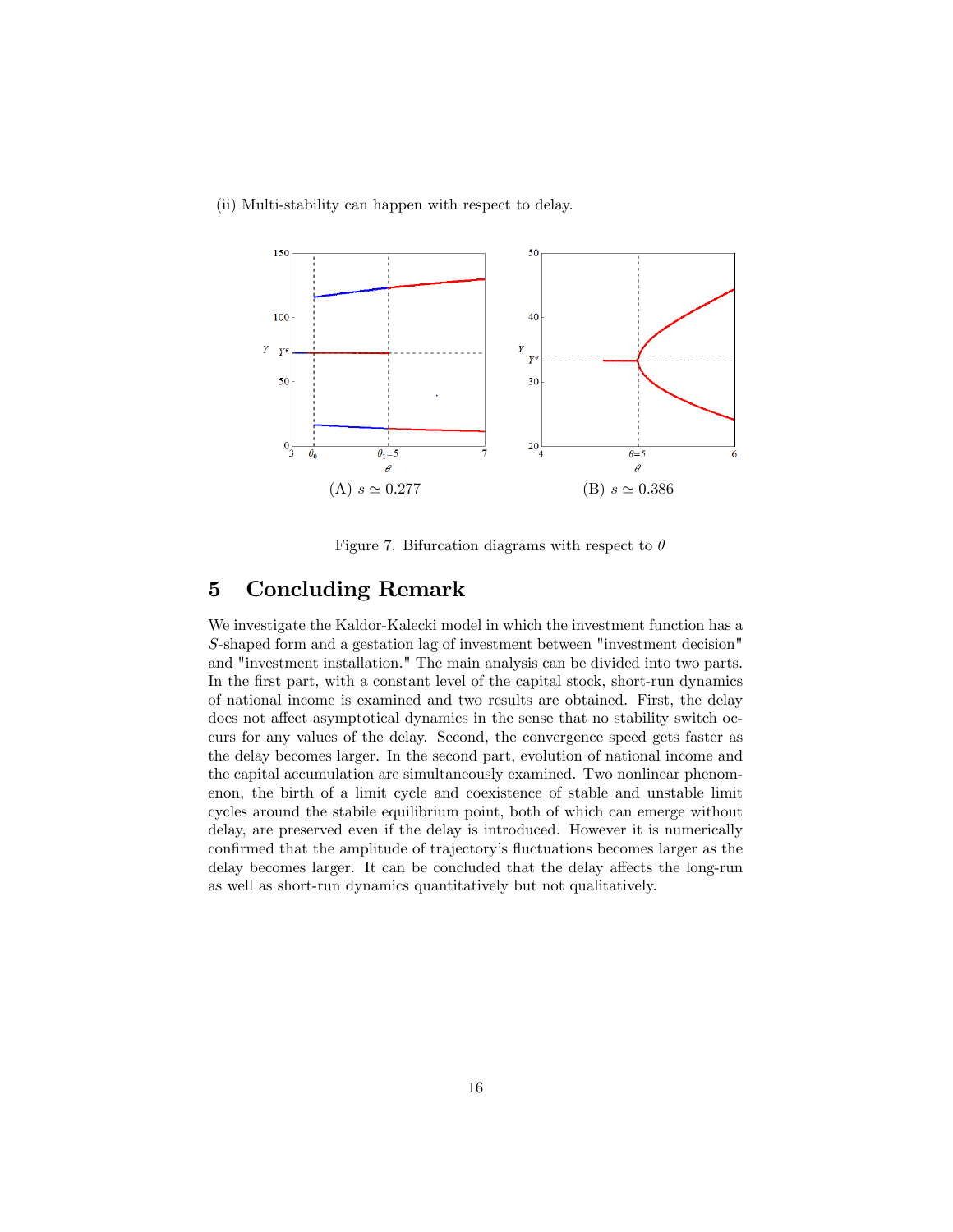(ii) Multi-stability can happen with respect to delay.

(A) $s \simeq 0.277$

(B) $s \simeq 0.386$

Figure 7. Bifurcation diagrams with respect to $\theta$

## 5 Concluding Remark

We investigate the Kaldor-Kalecki model in which the investment function has a $S$-shaped form and a gestation lag of investment between "investment decision" and "investment installation." The main analysis can be divided into two parts. In the first part, with a constant level of the capital stock, short-run dynamics of national income is examined and two results are obtained. First, the delay does not affect asymptotical dynamics in the sense that no stability switch occurs for any values of the delay. Second, the convergence speed gets faster as the delay becomes larger. In the second part, evolution of national income and the capital accumulation are simultaneously examined. Two nonlinear phenomenon, the birth of a limit cycle and coexistence of stable and unstable limit cycles around the stabile equilibrium point, both of which can emerge without delay, are preserved even if the delay is introduced. However it is numerically confirmed that the amplitude of trajectory's fluctuations becomes larger as the delay becomes larger. It can be concluded that the delay affects the long-run as well as short-run dynamics quantitatively but not qualitatively.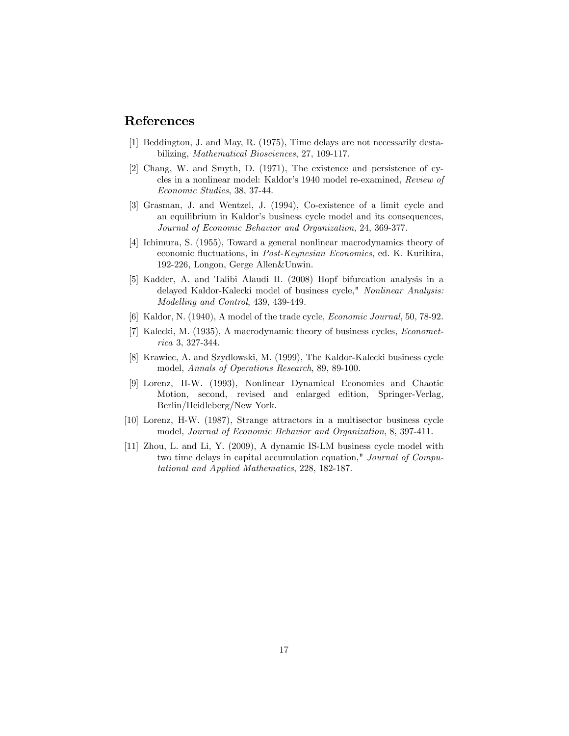## References

[1] Beddington, J. and May, R. (1975), Time delays are not necessarily destabilizing, *Mathematical Biosciences*, 27, 109-117.

[2] Chang, W. and Smyth, D. (1971), The existence and persistence of cycles in a nonlinear model: Kaldor's 1940 model re-examined, *Review of Economic Studies*, 38, 37-44.

[3] Grasman, J. and Wentzel, J. (1994), Co-existence of a limit cycle and an equilibrium in Kaldor's business cycle model and its consequences, *Journal of Economic Behavior and Organization*, 24, 369-377.

[4] Ichimura, S. (1955), Toward a general nonlinear macrodynamics theory of economic fluctuations, in *Post-Keynesian Economics*, ed. K. Kurihira, 192-226, Longon, Gerge Allen&Unwin.

[5] Kadder, A. and Talibi Alaudi H. (2008) Hopf bifurcation analysis in a delayed Kaldor-Kalecki model of business cycle," *Nonlinear Analysis: Modelling and Control*, 439, 439-449.

[6] Kaldor, N. (1940), A model of the trade cycle, *Economic Journal*, 50, 78-92.

[7] Kalecki, M. (1935), A macrodynamic theory of business cycles, *Econometrica* 3, 327-344.

[8] Krawiec, A. and Szydlowski, M. (1999), The Kaldor-Kalecki business cycle model, *Annals of Operations Research*, 89, 89-100.

[9] Lorenz, H-W. (1993), Nonlinear Dynamical Economics and Chaotic Motion, second, revised and enlarged edition, Springer-Verlag, Berlin/Heidleberg/New York.

[10] Lorenz, H-W. (1987), Strange attractors in a multisector business cycle model, *Journal of Economic Behavior and Organization*, 8, 397-411.

[11] Zhou, L. and Li, Y. (2009), A dynamic IS-LM business cycle model with two time delays in capital accumulation equation," *Journal of Computational and Applied Mathematics*, 228, 182-187.